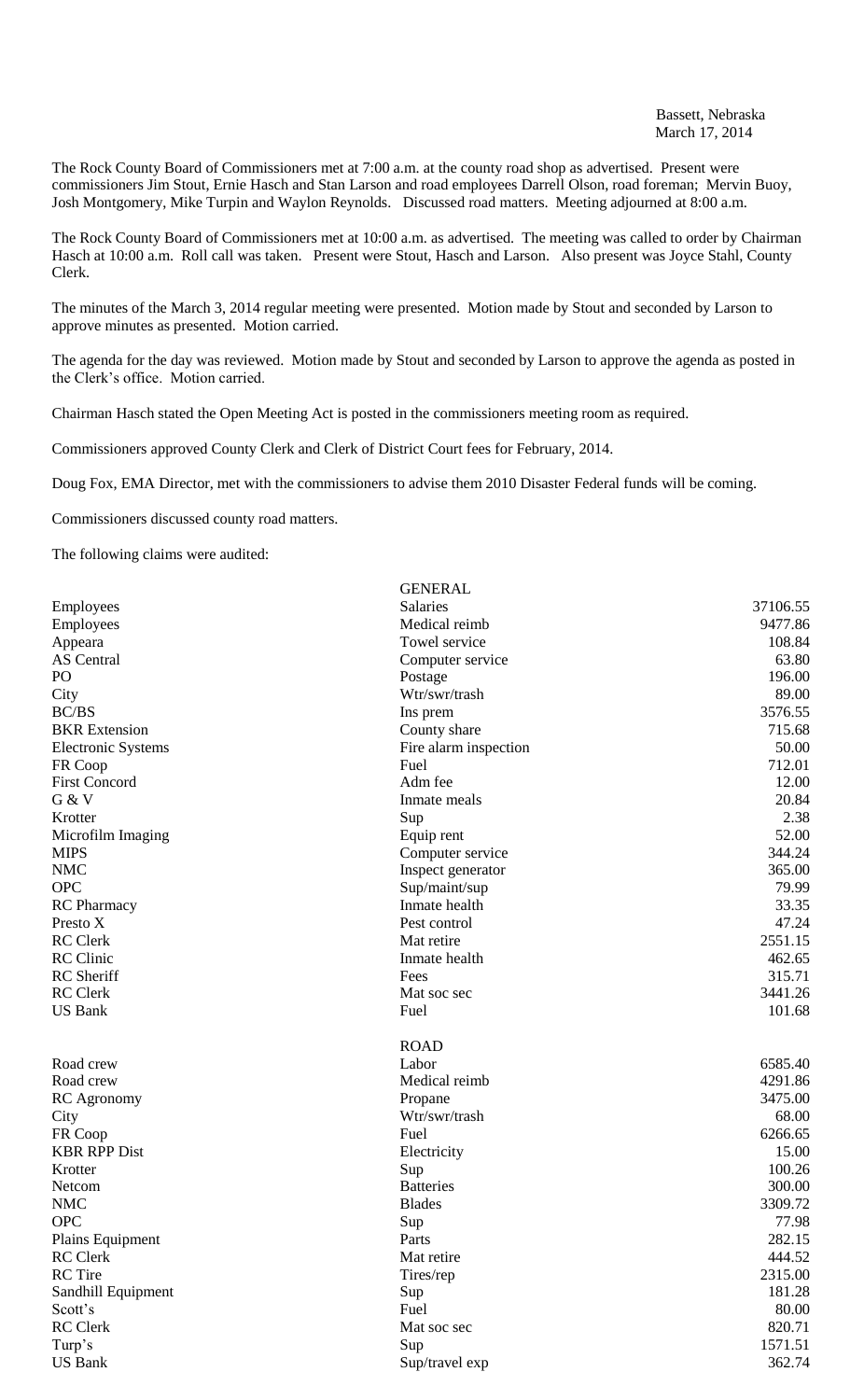Bassett, Nebraska
March 17, 2014

The Rock County Board of Commissioners met at 7:00 a.m. at the county road shop as advertised. Present were commissioners Jim Stout, Ernie Hasch and Stan Larson and road employees Darrell Olson, road foreman; Mervin Buoy, Josh Montgomery, Mike Turpin and Waylon Reynolds. Discussed road matters. Meeting adjourned at 8:00 a.m.

The Rock County Board of Commissioners met at 10:00 a.m. as advertised. The meeting was called to order by Chairman Hasch at 10:00 a.m. Roll call was taken. Present were Stout, Hasch and Larson. Also present was Joyce Stahl, County Clerk.

The minutes of the March 3, 2014 regular meeting were presented. Motion made by Stout and seconded by Larson to approve minutes as presented. Motion carried.

The agenda for the day was reviewed. Motion made by Stout and seconded by Larson to approve the agenda as posted in the Clerk's office. Motion carried.

Chairman Hasch stated the Open Meeting Act is posted in the commissioners meeting room as required.

Commissioners approved County Clerk and Clerk of District Court fees for February, 2014.

Doug Fox, EMA Director, met with the commissioners to advise them 2010 Disaster Federal funds will be coming.

Commissioners discussed county road matters.

The following claims were audited:

| | GENERAL | |
|---|---|---|
| Employees | Salaries | 37106.55 |
| Employees | Medical reimb | 9477.86 |
| Appeara | Towel service | 108.84 |
| AS Central | Computer service | 63.80 |
| PO | Postage | 196.00 |
| City | Wtr/swr/trash | 89.00 |
| BC/BS | Ins prem | 3576.55 |
| BKR Extension | County share | 715.68 |
| Electronic Systems | Fire alarm inspection | 50.00 |
| FR Coop | Fuel | 712.01 |
| First Concord | Adm fee | 12.00 |
| G & V | Inmate meals | 20.84 |
| Krotter | Sup | 2.38 |
| Microfilm Imaging | Equip rent | 52.00 |
| MIPS | Computer service | 344.24 |
| NMC | Inspect generator | 365.00 |
| OPC | Sup/maint/sup | 79.99 |
| RC Pharmacy | Inmate health | 33.35 |
| Presto X | Pest control | 47.24 |
| RC Clerk | Mat retire | 2551.15 |
| RC Clinic | Inmate health | 462.65 |
| RC Sheriff | Fees | 315.71 |
| RC Clerk | Mat soc sec | 3441.26 |
| US Bank | Fuel | 101.68 |
| | ROAD | |
| Road crew | Labor | 6585.40 |
| Road crew | Medical reimb | 4291.86 |
| RC Agronomy | Propane | 3475.00 |
| City | Wtr/swr/trash | 68.00 |
| FR Coop | Fuel | 6266.65 |
| KBR RPP Dist | Electricity | 15.00 |
| Krotter | Sup | 100.26 |
| Netcom | Batteries | 300.00 |
| NMC | Blades | 3309.72 |
| OPC | Sup | 77.98 |
| Plains Equipment | Parts | 282.15 |
| RC Clerk | Mat retire | 444.52 |
| RC Tire | Tires/rep | 2315.00 |
| Sandhill Equipment | Sup | 181.28 |
| Scott's | Fuel | 80.00 |
| RC Clerk | Mat soc sec | 820.71 |
| Turp's | Sup | 1571.51 |
| US Bank | Sup/travel exp | 362.74 |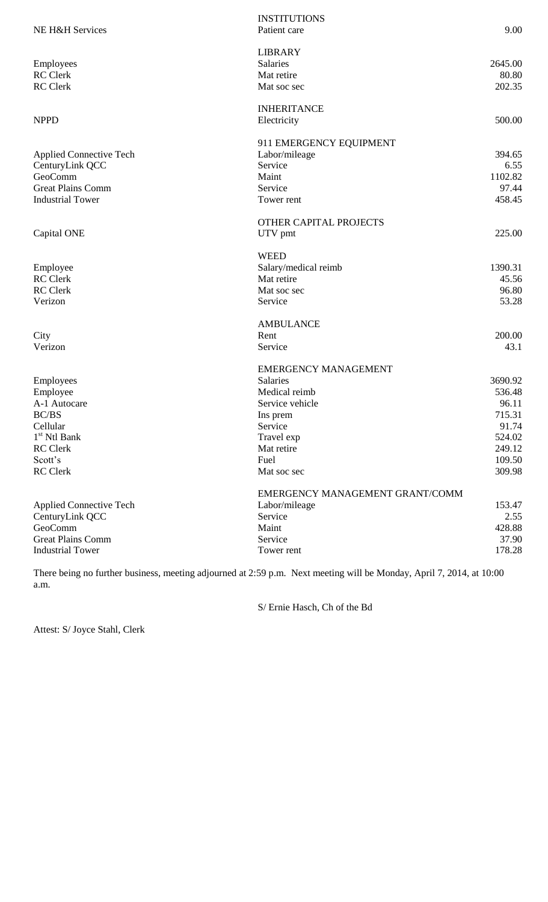| | | |
|---|---|---|
| | INSTITUTIONS | |
| NE H&H Services | Patient care | 9.00 |
| | LIBRARY | |
| Employees | Salaries | 2645.00 |
| RC Clerk | Mat retire | 80.80 |
| RC Clerk | Mat soc sec | 202.35 |
| | INHERITANCE | |
| NPPD | Electricity | 500.00 |
| | 911 EMERGENCY EQUIPMENT | |
| Applied Connective Tech | Labor/mileage | 394.65 |
| CenturyLink QCC | Service | 6.55 |
| GeoComm | Maint | 1102.82 |
| Great Plains Comm | Service | 97.44 |
| Industrial Tower | Tower rent | 458.45 |
| | OTHER CAPITAL PROJECTS | |
| Capital ONE | UTV pmt | 225.00 |
| | WEED | |
| Employee | Salary/medical reimb | 1390.31 |
| RC Clerk | Mat retire | 45.56 |
| RC Clerk | Mat soc sec | 96.80 |
| Verizon | Service | 53.28 |
| | AMBULANCE | |
| City | Rent | 200.00 |
| Verizon | Service | 43.1 |
| | EMERGENCY MANAGEMENT | |
| Employees | Salaries | 3690.92 |
| Employee | Medical reimb | 536.48 |
| A-1 Autocare | Service vehicle | 96.11 |
| BC/BS | Ins prem | 715.31 |
| Cellular | Service | 91.74 |
| 1st Ntl Bank | Travel exp | 524.02 |
| RC Clerk | Mat retire | 249.12 |
| Scott's | Fuel | 109.50 |
| RC Clerk | Mat soc sec | 309.98 |
| | EMERGENCY MANAGEMENT GRANT/COMM | |
| Applied Connective Tech | Labor/mileage | 153.47 |
| CenturyLink QCC | Service | 2.55 |
| GeoComm | Maint | 428.88 |
| Great Plains Comm | Service | 37.90 |
| Industrial Tower | Tower rent | 178.28 |

There being no further business, meeting adjourned at 2:59 p.m. Next meeting will be Monday, April 7, 2014, at 10:00 a.m.

S/ Ernie Hasch, Ch of the Bd

Attest: S/ Joyce Stahl, Clerk